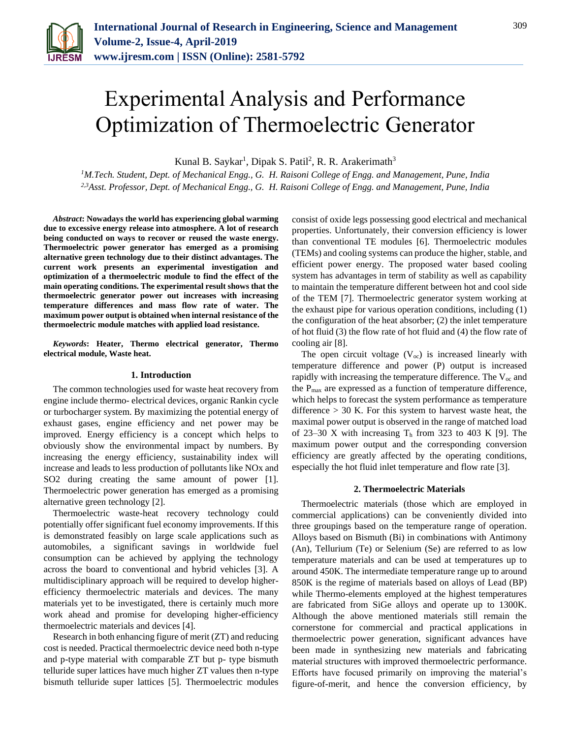# Experimental Analysis and Performance Optimization of Thermoelectric Generator

Kunal B. Saykar[1], Dipak S. Patil[2], R. R. Arakerimath[3]

[1]*M.Tech. Student, Dept. of Mechanical Engg., G. H. Raisoni College of Engg. and Management, Pune, India*
[2,3]*Asst. Professor, Dept. of Mechanical Engg., G. H. Raisoni College of Engg. and Management, Pune, India*

***Abstract*****: Nowadays the world has experiencing global warming due to excessive energy release into atmosphere. A lot of research being conducted on ways to recover or reused the waste energy. Thermoelectric power generator has emerged as a promising alternative green technology due to their distinct advantages. The current work presents an experimental investigation and optimization of a thermoelectric module to find the effect of the main operating conditions. The experimental result shows that the thermoelectric generator power out increases with increasing temperature differences and mass flow rate of water. The maximum power output is obtained when internal resistance of the thermoelectric module matches with applied load resistance.**

***Keywords*****: Heater, Thermo electrical generator, Thermo electrical module, Waste heat.**

## 1. Introduction

The common technologies used for waste heat recovery from engine include thermo- electrical devices, organic Rankin cycle or turbocharger system. By maximizing the potential energy of exhaust gases, engine efficiency and net power may be improved. Energy efficiency is a concept which helps to obviously show the environmental impact by numbers. By increasing the energy efficiency, sustainability index will increase and leads to less production of pollutants like NOx and SO2 during creating the same amount of power [1]. Thermoelectric power generation has emerged as a promising alternative green technology [2].

Thermoelectric waste-heat recovery technology could potentially offer significant fuel economy improvements. If this is demonstrated feasibly on large scale applications such as automobiles, a significant savings in worldwide fuel consumption can be achieved by applying the technology across the board to conventional and hybrid vehicles [3]. A multidisciplinary approach will be required to develop higher-efficiency thermoelectric materials and devices. The many materials yet to be investigated, there is certainly much more work ahead and promise for developing higher-efficiency thermoelectric materials and devices [4].

Research in both enhancing figure of merit (ZT) and reducing cost is needed. Practical thermoelectric device need both n-type and p-type material with comparable ZT but p- type bismuth telluride super lattices have much higher ZT values then n-type bismuth telluride super lattices [5]. Thermoelectric modules consist of oxide legs possessing good electrical and mechanical properties. Unfortunately, their conversion efficiency is lower than conventional TE modules [6]. Thermoelectric modules (TEMs) and cooling systems can produce the higher, stable, and efficient power energy. The proposed water based cooling system has advantages in term of stability as well as capability to maintain the temperature different between hot and cool side of the TEM [7]. Thermoelectric generator system working at the exhaust pipe for various operation conditions, including (1) the configuration of the heat absorber; (2) the inlet temperature of hot fluid (3) the flow rate of hot fluid and (4) the flow rate of cooling air [8].

The open circuit voltage ($V_{oc}$) is increased linearly with temperature difference and power (P) output is increased rapidly with increasing the temperature difference. The $V_{oc}$ and the $P_{max}$ are expressed as a function of temperature difference, which helps to forecast the system performance as temperature difference > 30 K. For this system to harvest waste heat, the maximal power output is observed in the range of matched load of 23–30 X with increasing $T_h$ from 323 to 403 K [9]. The maximum power output and the corresponding conversion efficiency are greatly affected by the operating conditions, especially the hot fluid inlet temperature and flow rate [3].

## 2. Thermoelectric Materials

Thermoelectric materials (those which are employed in commercial applications) can be conveniently divided into three groupings based on the temperature range of operation. Alloys based on Bismuth (Bi) in combinations with Antimony (An), Tellurium (Te) or Selenium (Se) are referred to as low temperature materials and can be used at temperatures up to around 450K. The intermediate temperature range up to around 850K is the regime of materials based on alloys of Lead (BP) while Thermo-elements employed at the highest temperatures are fabricated from SiGe alloys and operate up to 1300K. Although the above mentioned materials still remain the cornerstone for commercial and practical applications in thermoelectric power generation, significant advances have been made in synthesizing new materials and fabricating material structures with improved thermoelectric performance. Efforts have focused primarily on improving the material's figure-of-merit, and hence the conversion efficiency, by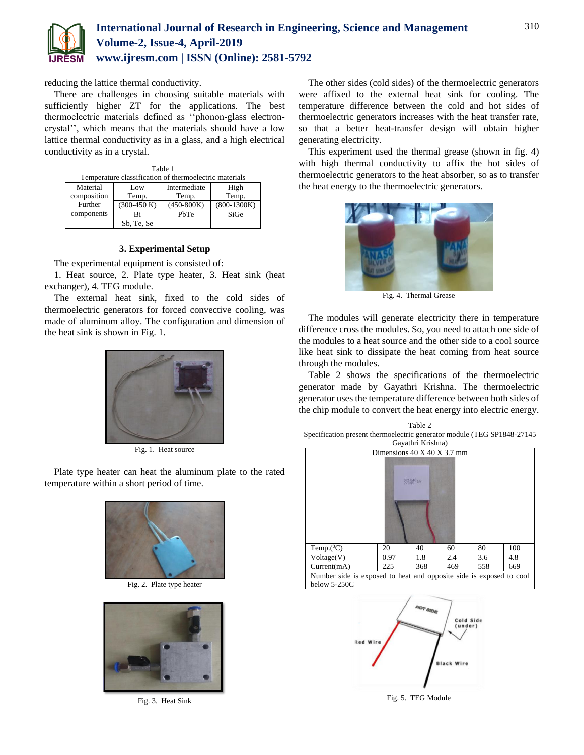reducing the lattice thermal conductivity.

There are challenges in choosing suitable materials with sufficiently higher ZT for the applications. The best thermoelectric materials defined as ''phonon-glass electron-crystal'', which means that the materials should have a low lattice thermal conductivity as in a glass, and a high electrical conductivity as in a crystal.

Table 1
Temperature classification of thermoelectric materials

| Material composition | Low Temp. | Intermediate Temp. | High Temp. |
|---|---|---|---|
| Further components | (300-450 K) | (450-800K) | (800-1300K) |
| | Bi | PbTe | SiGe |
| | Sb, Te, Se | | |

### 3. Experimental Setup

The experimental equipment is consisted of:

1. Heat source, 2. Plate type heater, 3. Heat sink (heat exchanger), 4. TEG module.

The external heat sink, fixed to the cold sides of thermoelectric generators for forced convective cooling, was made of aluminum alloy. The configuration and dimension of the heat sink is shown in Fig. 1.

Fig. 1. Heat source

Plate type heater can heat the aluminum plate to the rated temperature within a short period of time.

Fig. 2. Plate type heater

Fig. 3. Heat Sink

The other sides (cold sides) of the thermoelectric generators were affixed to the external heat sink for cooling. The temperature difference between the cold and hot sides of thermoelectric generators increases with the heat transfer rate, so that a better heat-transfer design will obtain higher generating electricity.

This experiment used the thermal grease (shown in fig. 4) with high thermal conductivity to affix the hot sides of thermoelectric generators to the heat absorber, so as to transfer the heat energy to the thermoelectric generators.

Fig. 4. Thermal Grease

The modules will generate electricity there in temperature difference cross the modules. So, you need to attach one side of the modules to a heat source and the other side to a cool source like heat sink to dissipate the heat coming from heat source through the modules.

Table 2 shows the specifications of the thermoelectric generator made by Gayathri Krishna. The thermoelectric generator uses the temperature difference between both sides of the chip module to convert the heat energy into electric energy.

Table 2
Specification present thermoelectric generator module (TEG SP1848-27145 Gayathri Krishna)

| Dimensions 40 X 40 X 3.7 mm | | | | | |
|---|---|---|---|---|---|
| Temp.($^0$C) | 20 | 40 | 60 | 80 | 100 |
| Voltage(V) | 0.97 | 1.8 | 2.4 | 3.6 | 4.8 |
| Current(mA) | 225 | 368 | 469 | 558 | 669 |
| Number side is exposed to heat and opposite side is exposed to cool below 5-250C | | | | | |

Fig. 5. TEG Module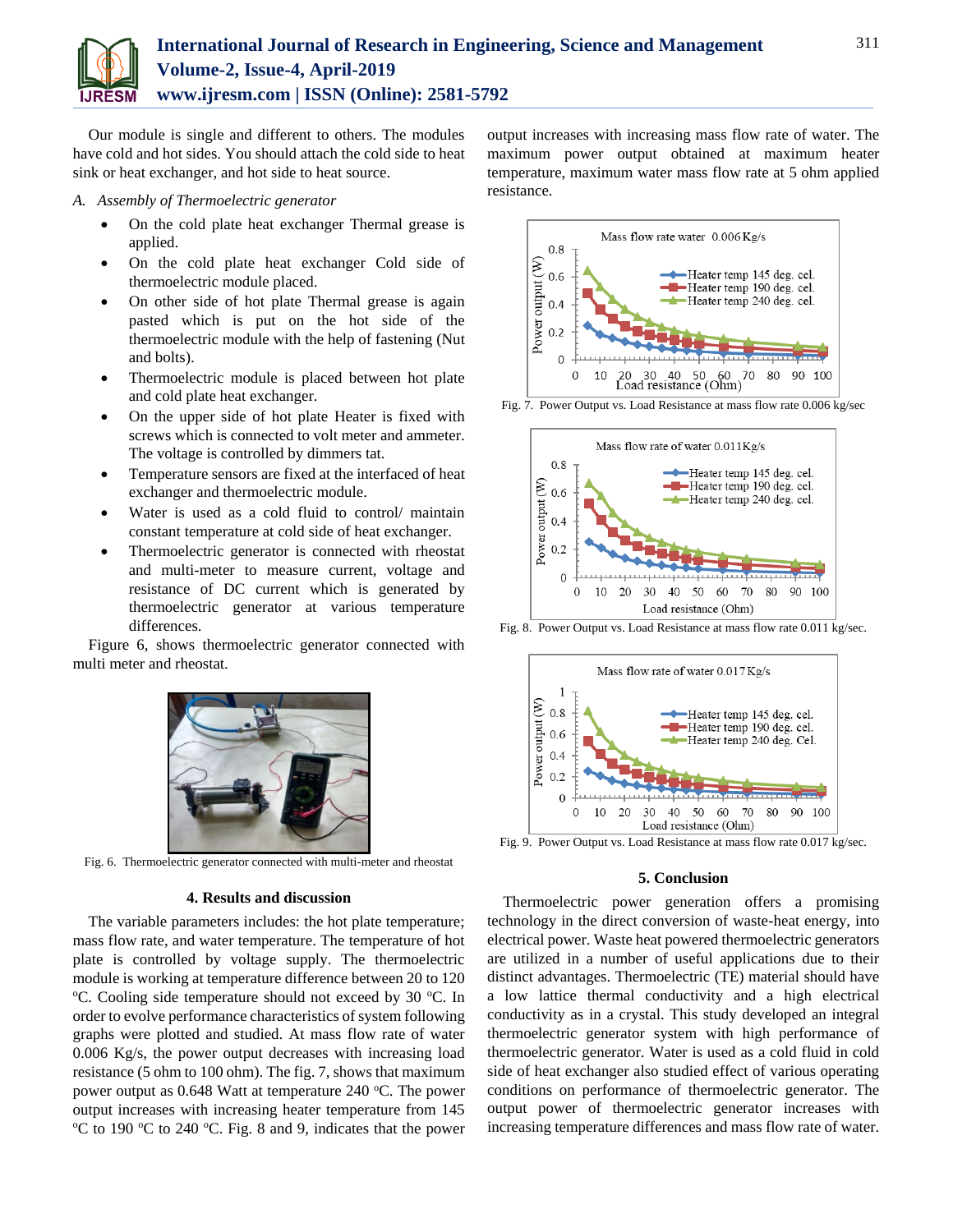Our module is single and different to others. The modules have cold and hot sides. You should attach the cold side to heat sink or heat exchanger, and hot side to heat source.

*A. Assembly of Thermoelectric generator*

- On the cold plate heat exchanger Thermal grease is applied.
- On the cold plate heat exchanger Cold side of thermoelectric module placed.
- On other side of hot plate Thermal grease is again pasted which is put on the hot side of the thermoelectric module with the help of fastening (Nut and bolts).
- Thermoelectric module is placed between hot plate and cold plate heat exchanger.
- On the upper side of hot plate Heater is fixed with screws which is connected to volt meter and ammeter. The voltage is controlled by dimmers tat.
- Temperature sensors are fixed at the interfaced of heat exchanger and thermoelectric module.
- Water is used as a cold fluid to control/ maintain constant temperature at cold side of heat exchanger.
- Thermoelectric generator is connected with rheostat and multi-meter to measure current, voltage and resistance of DC current which is generated by thermoelectric generator at various temperature differences.

Figure 6, shows thermoelectric generator connected with multi meter and rheostat.

Fig. 6. Thermoelectric generator connected with multi-meter and rheostat

## 4. Results and discussion

The variable parameters includes: the hot plate temperature; mass flow rate, and water temperature. The temperature of hot plate is controlled by voltage supply. The thermoelectric module is working at temperature difference between 20 to 120 °C. Cooling side temperature should not exceed by 30 °C. In order to evolve performance characteristics of system following graphs were plotted and studied. At mass flow rate of water 0.006 Kg/s, the power output decreases with increasing load resistance (5 ohm to 100 ohm). The fig. 7, shows that maximum power output as 0.648 Watt at temperature 240 °C. The power output increases with increasing heater temperature from 145 °C to 190 °C to 240 °C. Fig. 8 and 9, indicates that the power output increases with increasing mass flow rate of water. The maximum power output obtained at maximum heater temperature, maximum water mass flow rate at 5 ohm applied resistance.

Fig. 7. Power Output vs. Load Resistance at mass flow rate 0.006 kg/sec

Fig. 8. Power Output vs. Load Resistance at mass flow rate 0.011 kg/sec.

Fig. 9. Power Output vs. Load Resistance at mass flow rate 0.017 kg/sec.

## 5. Conclusion

Thermoelectric power generation offers a promising technology in the direct conversion of waste-heat energy, into electrical power. Waste heat powered thermoelectric generators are utilized in a number of useful applications due to their distinct advantages. Thermoelectric (TE) material should have a low lattice thermal conductivity and a high electrical conductivity as in a crystal. This study developed an integral thermoelectric generator system with high performance of thermoelectric generator. Water is used as a cold fluid in cold side of heat exchanger also studied effect of various operating conditions on performance of thermoelectric generator. The output power of thermoelectric generator increases with increasing temperature differences and mass flow rate of water.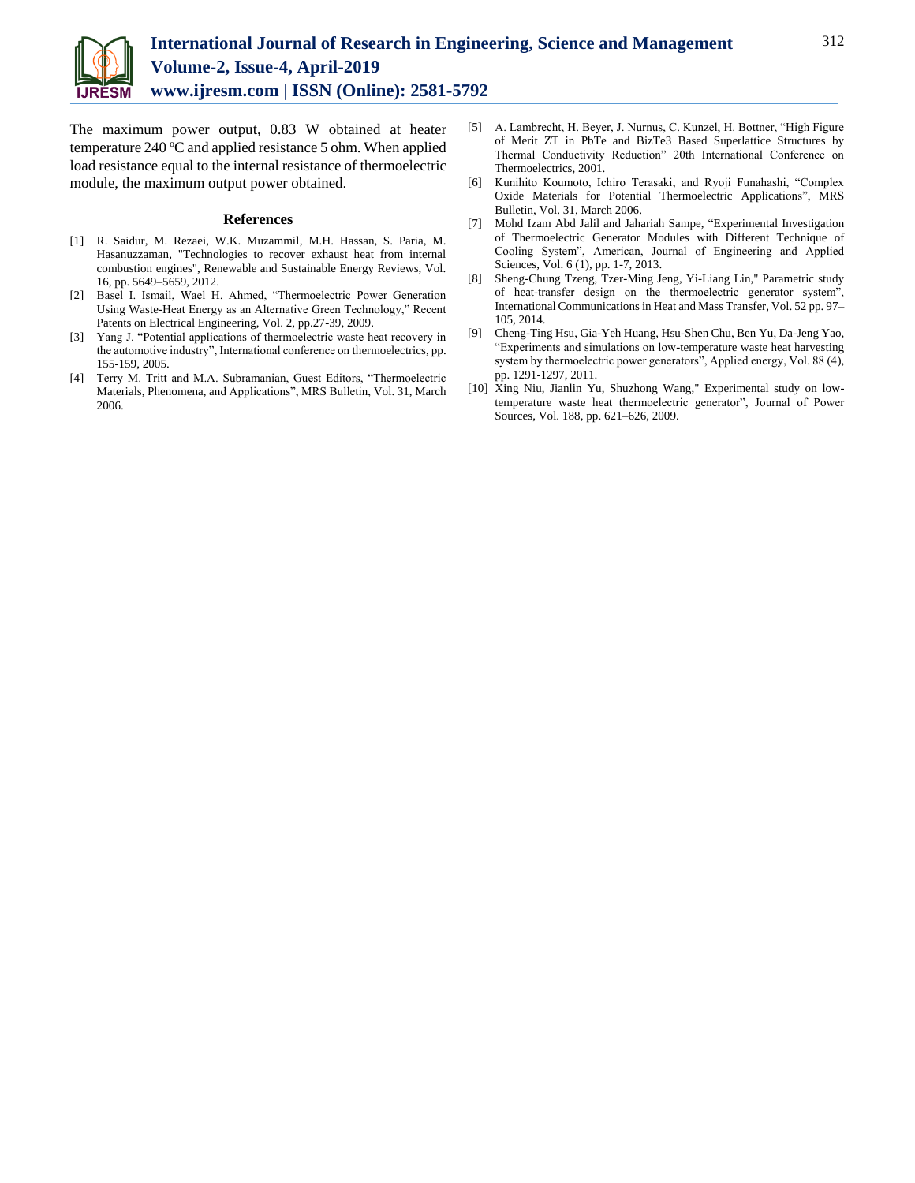The maximum power output, 0.83 W obtained at heater temperature 240 ºC and applied resistance 5 ohm. When applied load resistance equal to the internal resistance of thermoelectric module, the maximum output power obtained.

## References

[1] R. Saidur, M. Rezaei, W.K. Muzammil, M.H. Hassan, S. Paria, M. Hasanuzzaman, "Technologies to recover exhaust heat from internal combustion engines", Renewable and Sustainable Energy Reviews, Vol. 16, pp. 5649–5659, 2012.

[2] Basel I. Ismail, Wael H. Ahmed, "Thermoelectric Power Generation Using Waste-Heat Energy as an Alternative Green Technology," Recent Patents on Electrical Engineering, Vol. 2, pp.27-39, 2009.

[3] Yang J. "Potential applications of thermoelectric waste heat recovery in the automotive industry", International conference on thermoelectrics, pp. 155-159, 2005.

[4] Terry M. Tritt and M.A. Subramanian, Guest Editors, "Thermoelectric Materials, Phenomena, and Applications", MRS Bulletin, Vol. 31, March 2006.

[5] A. Lambrecht, H. Beyer, J. Nurnus, C. Kunzel, H. Bottner, "High Figure of Merit ZT in PbTe and BizTe3 Based Superlattice Structures by Thermal Conductivity Reduction" 20th International Conference on Thermoelectrics, 2001.

[6] Kunihito Koumoto, Ichiro Terasaki, and Ryoji Funahashi, "Complex Oxide Materials for Potential Thermoelectric Applications", MRS Bulletin, Vol. 31, March 2006.

[7] Mohd Izam Abd Jalil and Jahariah Sampe, "Experimental Investigation of Thermoelectric Generator Modules with Different Technique of Cooling System", American, Journal of Engineering and Applied Sciences, Vol. 6 (1), pp. 1-7, 2013.

[8] Sheng-Chung Tzeng, Tzer-Ming Jeng, Yi-Liang Lin," Parametric study of heat-transfer design on the thermoelectric generator system", International Communications in Heat and Mass Transfer, Vol. 52 pp. 97–105, 2014.

[9] Cheng-Ting Hsu, Gia-Yeh Huang, Hsu-Shen Chu, Ben Yu, Da-Jeng Yao, "Experiments and simulations on low-temperature waste heat harvesting system by thermoelectric power generators", Applied energy, Vol. 88 (4), pp. 1291-1297, 2011.

[10] Xing Niu, Jianlin Yu, Shuzhong Wang," Experimental study on low-temperature waste heat thermoelectric generator", Journal of Power Sources, Vol. 188, pp. 621–626, 2009.